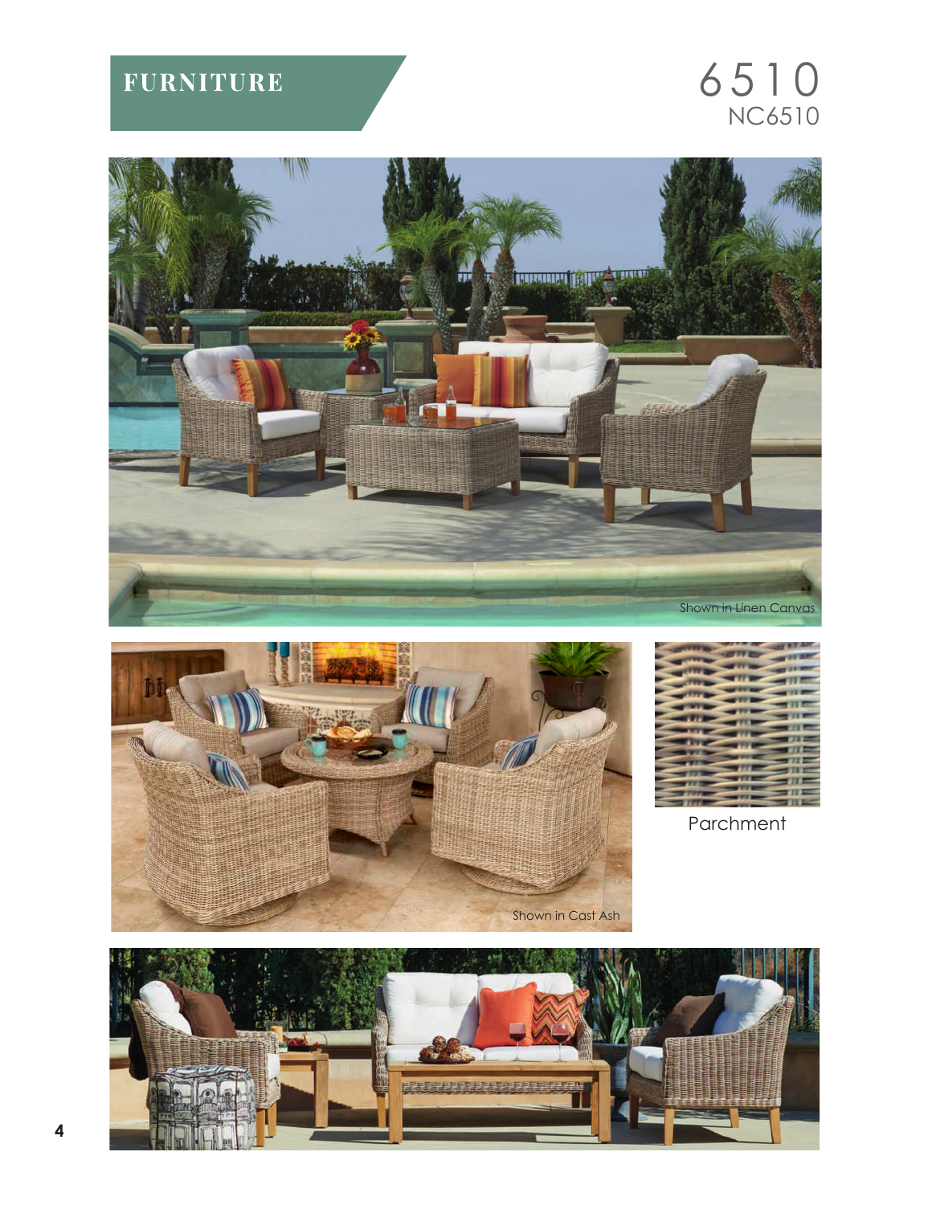# FURNITURE

## 6510
NC6510

Shown in Linen Canvas

Shown in Cast Ash

Parchment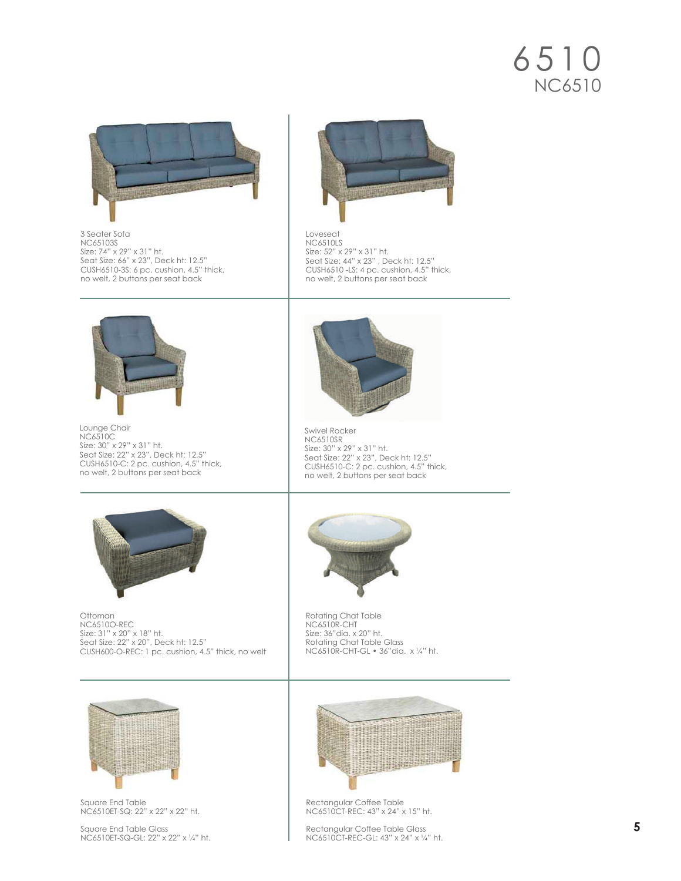# 6510

## NC6510

3 Seater Sofa
NC65103S
Size: 74" x 29" x 31" ht.
Seat Size: 66" x 23", Deck ht: 12.5"
CUSH6510-3S: 6 pc. cushion, 4.5" thick,
no welt, 2 buttons per seat back

Loveseat
NC6510LS
Size: 52" x 29" x 31" ht.
Seat Size: 44" x 23" , Deck ht: 12.5"
CUSH6510 -LS: 4 pc. cushion, 4.5" thick,
no welt, 2 buttons per seat back

Lounge Chair
NC6510C
Size: 30" x 29" x 31" ht.
Seat Size: 22" x 23", Deck ht: 12.5"
CUSH6510-C: 2 pc. cushion, 4.5" thick,
no welt, 2 buttons per seat back

Swivel Rocker
NC6510SR
Size: 30" x 29" x 31" ht.
Seat Size: 22" x 23", Deck ht: 12.5"
CUSH6510-C: 2 pc. cushion, 4.5" thick,
no welt, 2 buttons per seat back

Ottoman
NC6510O-REC
Size: 31" x 20" x 18" ht.
Seat Size: 22" x 20", Deck ht: 12.5"
CUSH600-O-REC: 1 pc. cushion, 4.5" thick, no welt

Rotating Chat Table
NC6510R-CHT
Size: 36"dia. x 20" ht.
Rotating Chat Table Glass
NC6510R-CHT-GL • 36"dia. x ¼" ht.

Square End Table
NC6510ET-SQ: 22" x 22" x 22" ht.

Square End Table Glass
NC6510ET-SQ-GL: 22" x 22" x ¼" ht.

Rectangular Coffee Table
NC6510CT-REC: 43" x 24" x 15" ht.

Rectangular Coffee Table Glass
NC6510CT-REC-GL: 43" x 24" x ¼" ht.